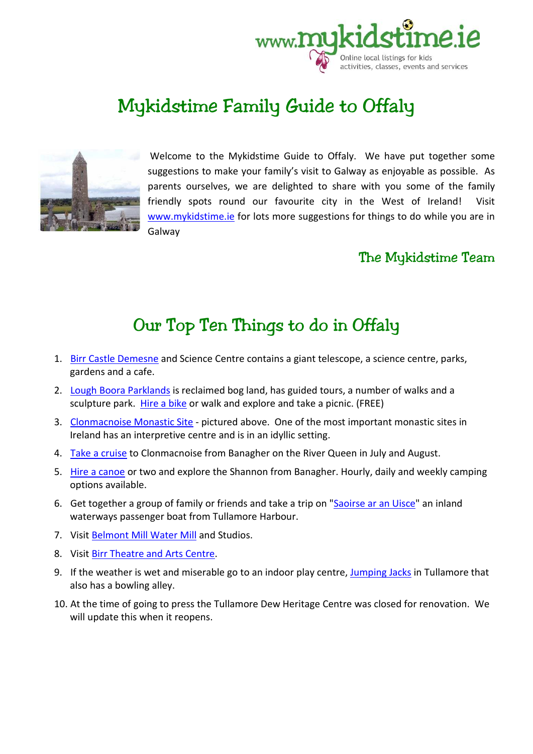# Mykidstime Family Guide to Offaly

Welcome to the Mykidstime Guide to Offaly. We have put together some suggestions to make your family's visit to Galway as enjoyable as possible. As parents ourselves, we are delighted to share with you some of the family friendly spots round our favourite city in the West of Ireland! Visit www.mykidstime.ie for lots more suggestions for things to do while you are in Galway

**The Mykidstime Team**

## Our Top Ten Things to do in Offaly

1. Birr Castle Demesne and Science Centre contains a giant telescope, a science centre, parks, gardens and a cafe.
2. Lough Boora Parklands is reclaimed bog land, has guided tours, a number of walks and a sculpture park. Hire a bike or walk and explore and take a picnic. (FREE)
3. Clonmacnoise Monastic Site - pictured above. One of the most important monastic sites in Ireland has an interpretive centre and is in an idyllic setting.
4. Take a cruise to Clonmacnoise from Banagher on the River Queen in July and August.
5. Hire a canoe or two and explore the Shannon from Banagher. Hourly, daily and weekly camping options available.
6. Get together a group of family or friends and take a trip on "Saoirse ar an Uisce" an inland waterways passenger boat from Tullamore Harbour.
7. Visit Belmont Mill Water Mill and Studios.
8. Visit Birr Theatre and Arts Centre.
9. If the weather is wet and miserable go to an indoor play centre, Jumping Jacks in Tullamore that also has a bowling alley.
10. At the time of going to press the Tullamore Dew Heritage Centre was closed for renovation. We will update this when it reopens.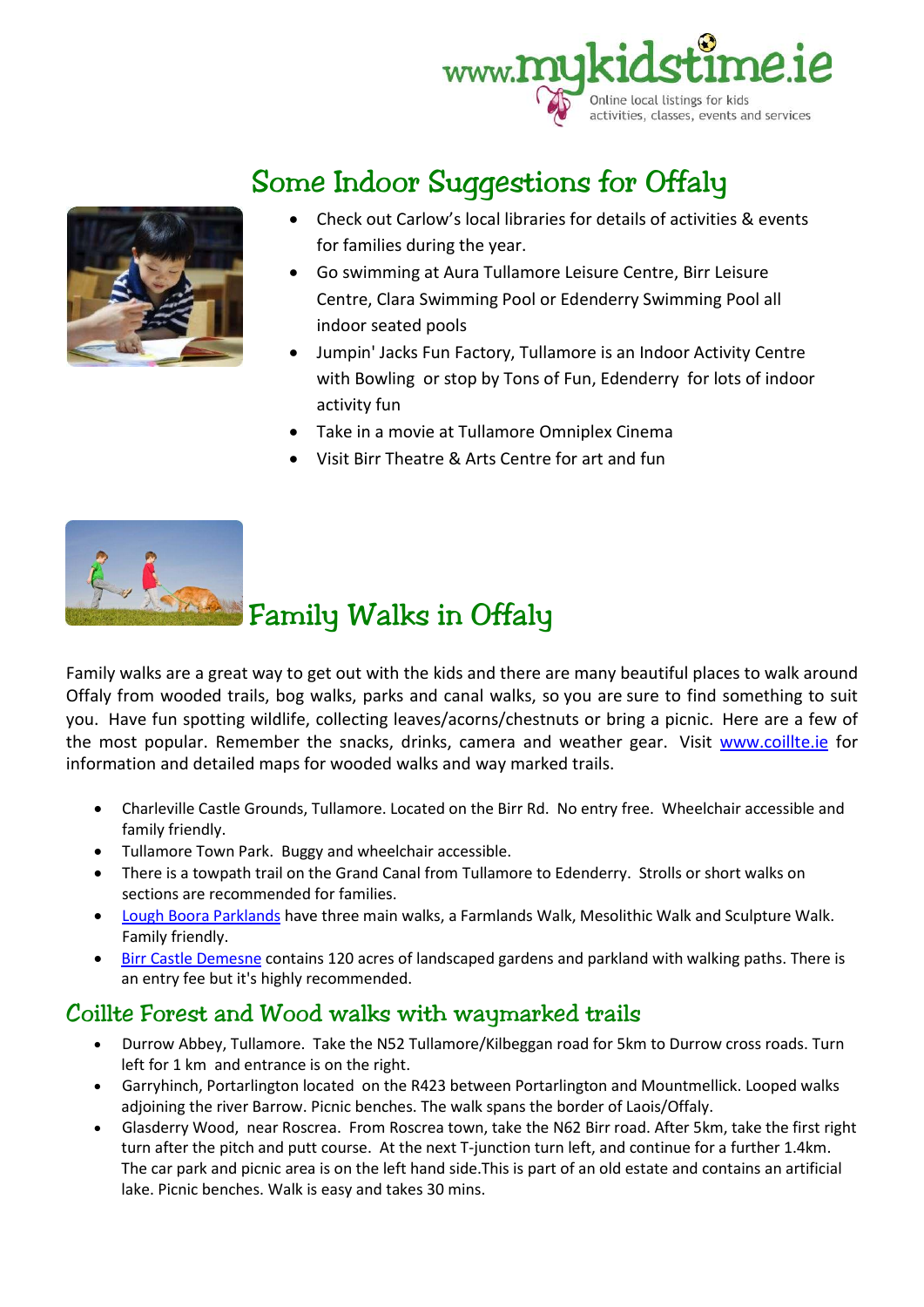## Some Indoor Suggestions for Offaly

- Check out Carlow's local libraries for details of activities & events for families during the year.
- Go swimming at Aura Tullamore Leisure Centre, Birr Leisure Centre, Clara Swimming Pool or Edenderry Swimming Pool all indoor seated pools
- Jumpin' Jacks Fun Factory, Tullamore is an Indoor Activity Centre with Bowling or stop by Tons of Fun, Edenderry for lots of indoor activity fun
- Take in a movie at Tullamore Omniplex Cinema
- Visit Birr Theatre & Arts Centre for art and fun

## Family Walks in Offaly

Family walks are a great way to get out with the kids and there are many beautiful places to walk around Offaly from wooded trails, bog walks, parks and canal walks, so you are sure to find something to suit you. Have fun spotting wildlife, collecting leaves/acorns/chestnuts or bring a picnic. Here are a few of the most popular. Remember the snacks, drinks, camera and weather gear. Visit www.coillte.ie for information and detailed maps for wooded walks and way marked trails.

- Charleville Castle Grounds, Tullamore. Located on the Birr Rd. No entry free. Wheelchair accessible and family friendly.
- Tullamore Town Park. Buggy and wheelchair accessible.
- There is a towpath trail on the Grand Canal from Tullamore to Edenderry. Strolls or short walks on sections are recommended for families.
- Lough Boora Parklands have three main walks, a Farmlands Walk, Mesolithic Walk and Sculpture Walk. Family friendly.
- Birr Castle Demesne contains 120 acres of landscaped gardens and parkland with walking paths. There is an entry fee but it's highly recommended.

### Coillte Forest and Wood walks with waymarked trails

- Durrow Abbey, Tullamore. Take the N52 Tullamore/Kilbeggan road for 5km to Durrow cross roads. Turn left for 1 km and entrance is on the right.
- Garryhinch, Portarlington located on the R423 between Portarlington and Mountmellick. Looped walks adjoining the river Barrow. Picnic benches. The walk spans the border of Laois/Offaly.
- Glasdery Wood, near Roscrea. From Roscrea town, take the N62 Birr road. After 5km, take the first right turn after the pitch and putt course. At the next T-junction turn left, and continue for a further 1.4km. The car park and picnic area is on the left hand side.This is part of an old estate and contains an artificial lake. Picnic benches. Walk is easy and takes 30 mins.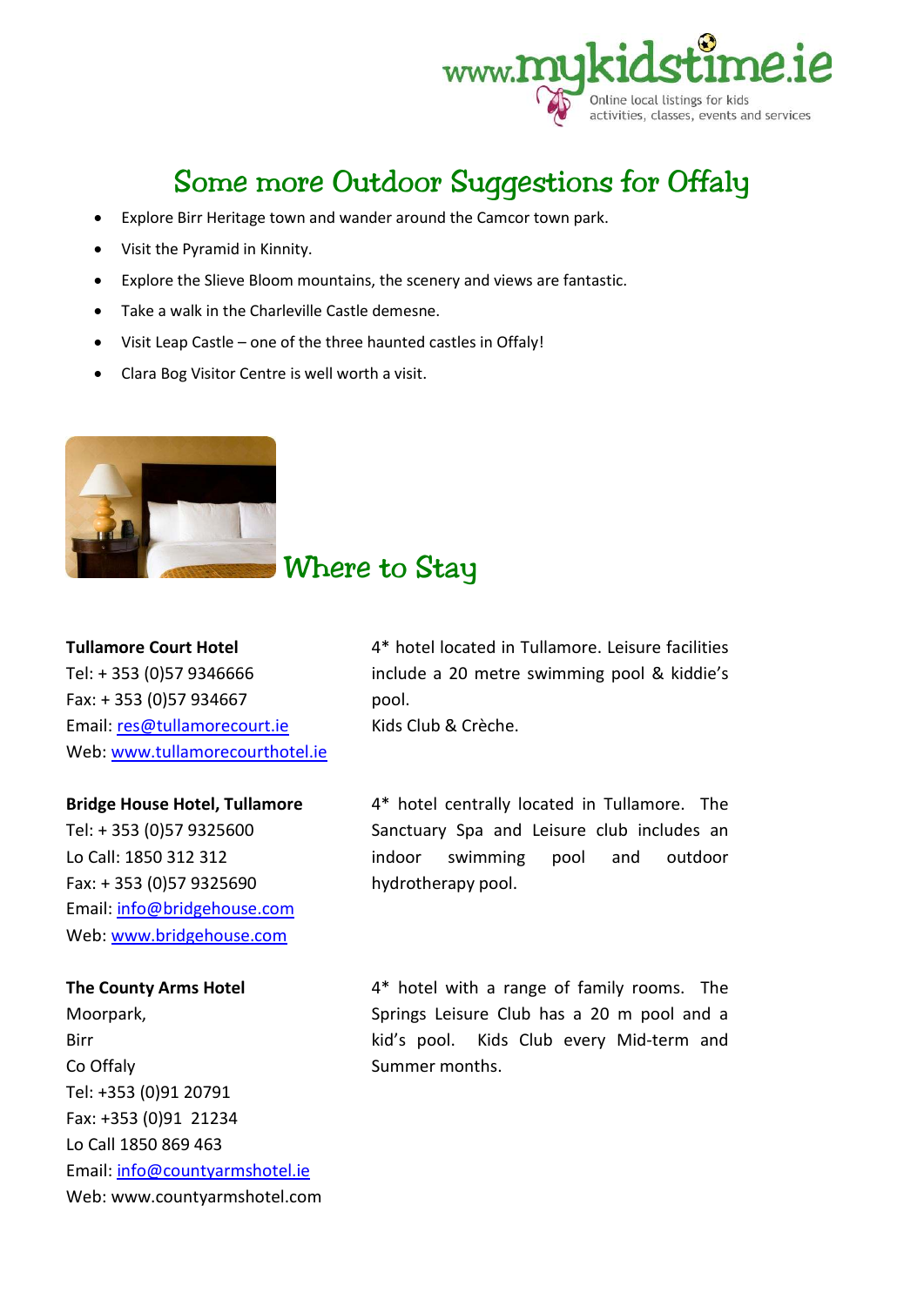# Some more Outdoor Suggestions for Offaly

- Explore Birr Heritage town and wander around the Camcor town park.
- Visit the Pyramid in Kinnity.
- Explore the Slieve Bloom mountains, the scenery and views are fantastic.
- Take a walk in the Charleville Castle demesne.
- Visit Leap Castle – one of the three haunted castles in Offaly!
- Clara Bog Visitor Centre is well worth a visit.

## Where to Stay

**Tullamore Court Hotel**
Tel: + 353 (0)57 9346666
Fax: + 353 (0)57 934667
Email: res@tullamorecourt.ie
Web: www.tullamorecourthotel.ie

4* hotel located in Tullamore. Leisure facilities include a 20 metre swimming pool & kiddie's pool.
Kids Club & Crèche.

**Bridge House Hotel, Tullamore**
Tel: + 353 (0)57 9325600
Lo Call: 1850 312 312
Fax: + 353 (0)57 9325690
Email: info@bridgehouse.com
Web: www.bridgehouse.com

4* hotel centrally located in Tullamore. The Sanctuary Spa and Leisure club includes an indoor swimming pool and outdoor hydrotherapy pool.

**The County Arms Hotel**
Moorpark,
Birr
Co Offaly
Tel: +353 (0)91 20791
Fax: +353 (0)91 21234
Lo Call 1850 869 463
Email: info@countyarmshotel.ie
Web: www.countyarmshotel.com

4* hotel with a range of family rooms. The Springs Leisure Club has a 20 m pool and a kid's pool. Kids Club every Mid-term and Summer months.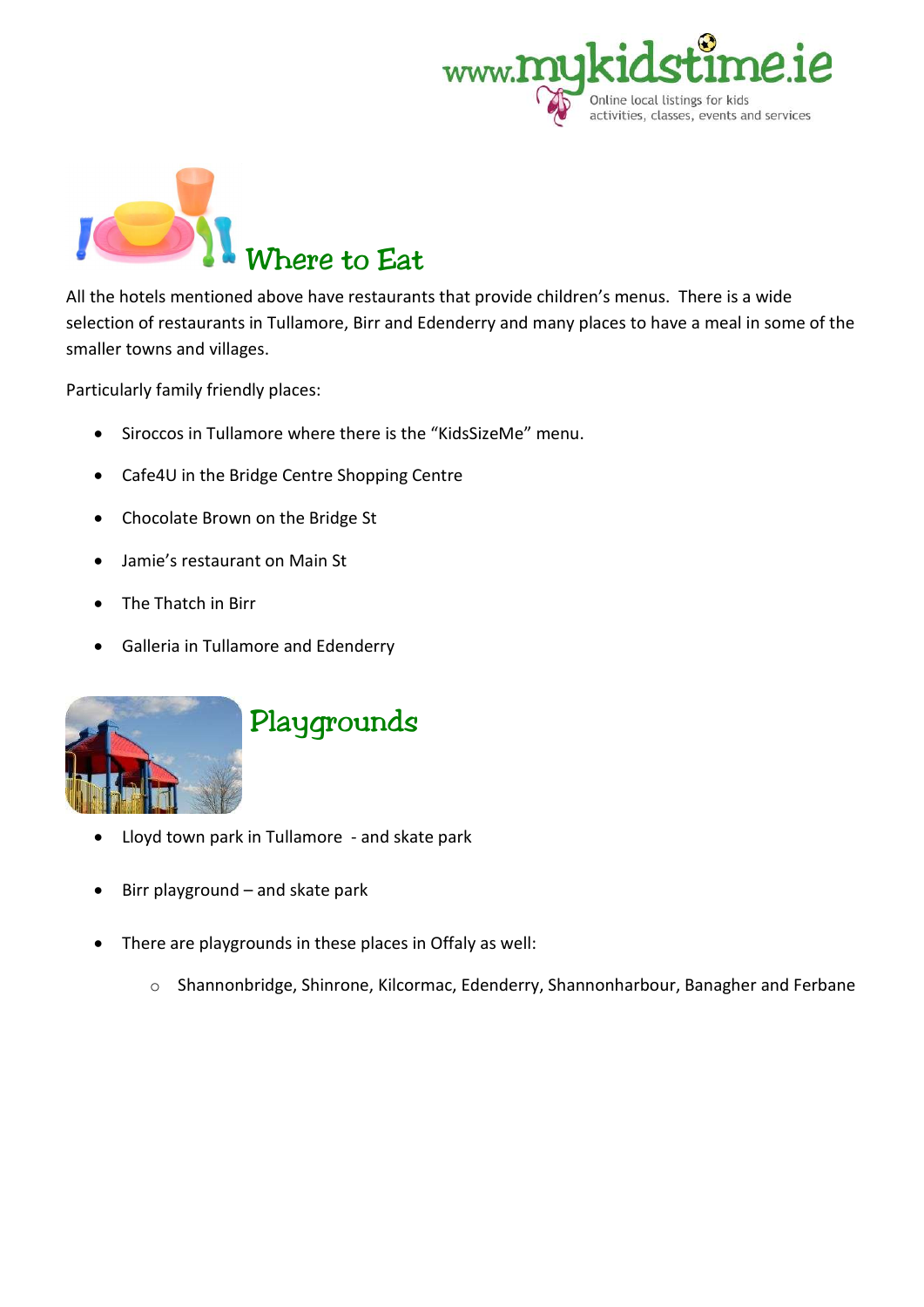## Where to Eat

All the hotels mentioned above have restaurants that provide children's menus. There is a wide selection of restaurants in Tullamore, Birr and Edenderry and many places to have a meal in some of the smaller towns and villages.

Particularly family friendly places:

- Siroccos in Tullamore where there is the "KidsSizeMe" menu.
- Cafe4U in the Bridge Centre Shopping Centre
- Chocolate Brown on the Bridge St
- Jamie's restaurant on Main St
- The Thatch in Birr
- Galleria in Tullamore and Edenderry

## Playgrounds

- Lloyd town park in Tullamore - and skate park
- Birr playground – and skate park
- There are playgrounds in these places in Offaly as well:
    - Shannonbridge, Shinrone, Kilcormac, Edenderry, Shannonharbour, Banagher and Ferbane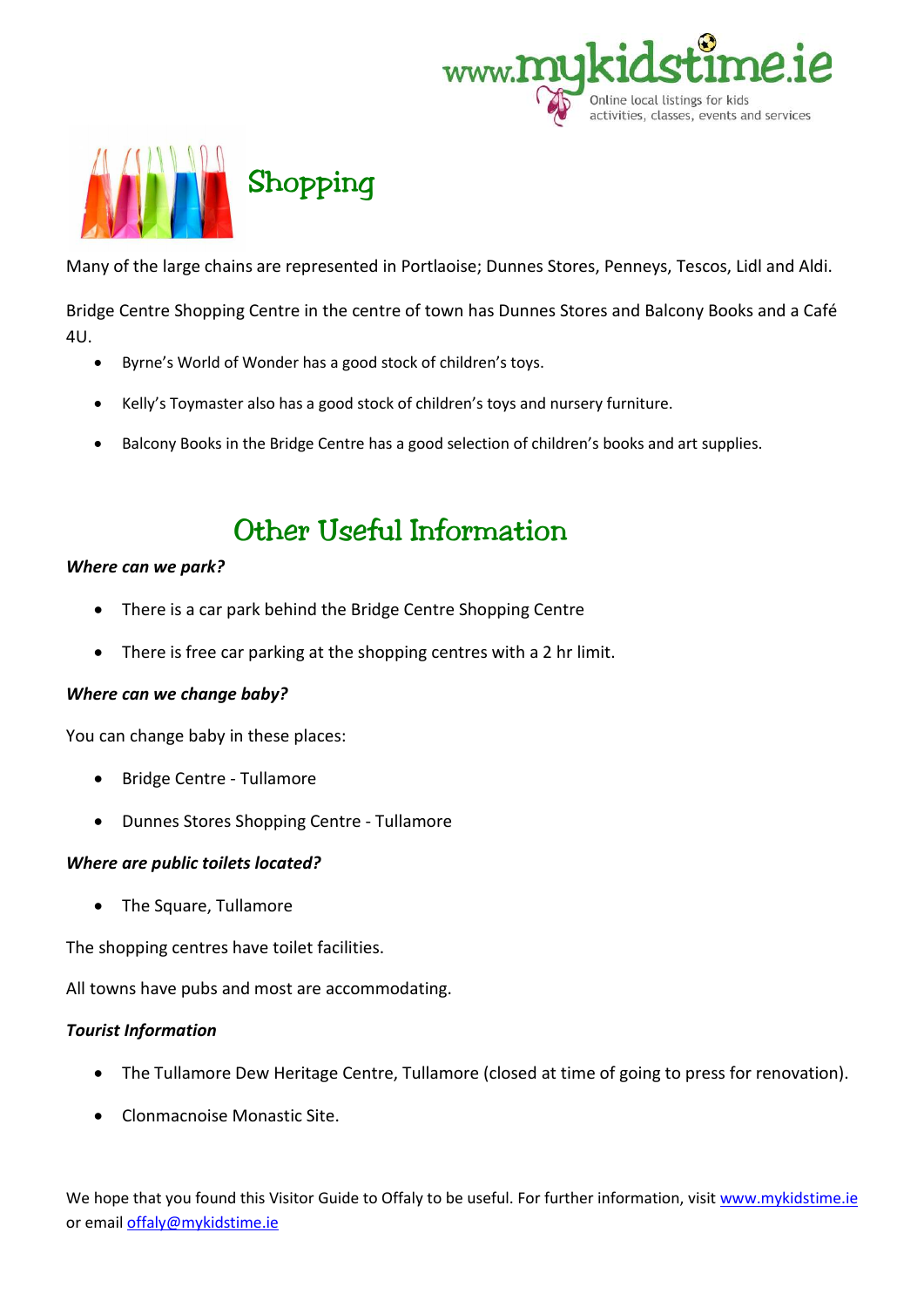# Shopping

Many of the large chains are represented in Portlaoise; Dunnes Stores, Penneys, Tescos, Lidl and Aldi.

Bridge Centre Shopping Centre in the centre of town has Dunnes Stores and Balcony Books and a Café 4U.

- Byrne's World of Wonder has a good stock of children's toys.
- Kelly's Toymaster also has a good stock of children's toys and nursery furniture.
- Balcony Books in the Bridge Centre has a good selection of children's books and art supplies.

# Other Useful Information

***Where can we park?***

- There is a car park behind the Bridge Centre Shopping Centre
- There is free car parking at the shopping centres with a 2 hr limit.

***Where can we change baby?***

You can change baby in these places:

- Bridge Centre - Tullamore
- Dunnes Stores Shopping Centre - Tullamore

***Where are public toilets located?***

- The Square, Tullamore

The shopping centres have toilet facilities.

All towns have pubs and most are accommodating.

***Tourist Information***

- The Tullamore Dew Heritage Centre, Tullamore (closed at time of going to press for renovation).
- Clonmacnoise Monastic Site.

We hope that you found this Visitor Guide to Offaly to be useful. For further information, visit www.mykidstime.ie or email offaly@mykidstime.ie